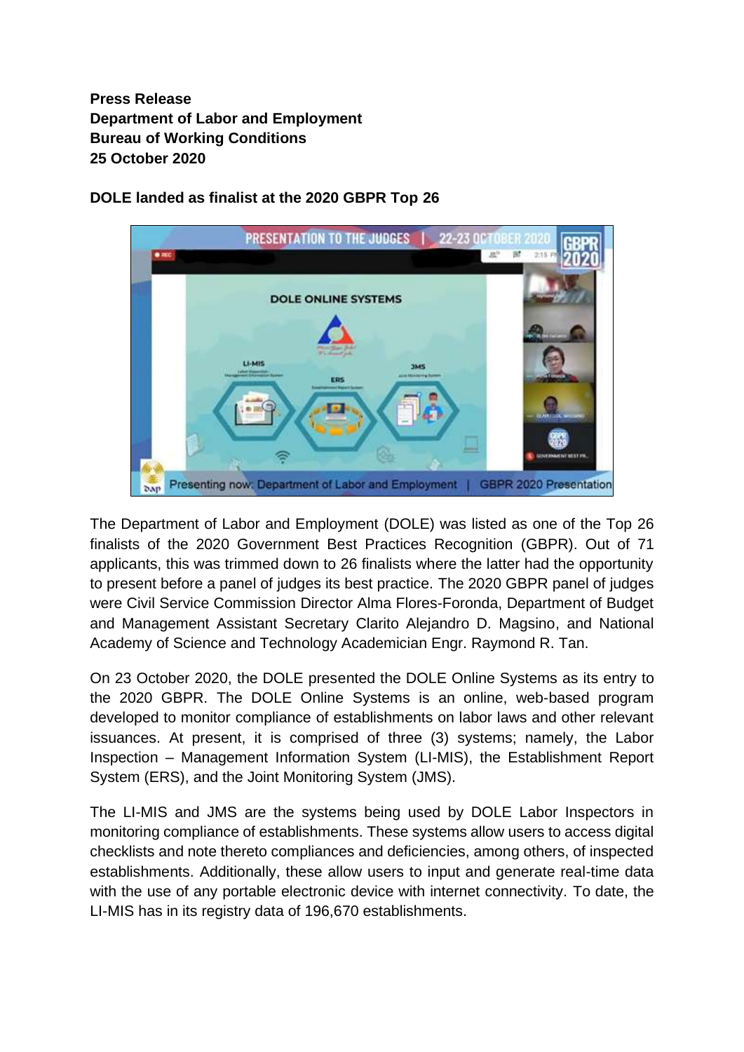**Press Release**
**Department of Labor and Employment**
**Bureau of Working Conditions**
**25 October 2020**

**DOLE landed as finalist at the 2020 GBPR Top 26**

The Department of Labor and Employment (DOLE) was listed as one of the Top 26 finalists of the 2020 Government Best Practices Recognition (GBPR). Out of 71 applicants, this was trimmed down to 26 finalists where the latter had the opportunity to present before a panel of judges its best practice. The 2020 GBPR panel of judges were Civil Service Commission Director Alma Flores-Foronda, Department of Budget and Management Assistant Secretary Clarito Alejandro D. Magsino, and National Academy of Science and Technology Academician Engr. Raymond R. Tan.

On 23 October 2020, the DOLE presented the DOLE Online Systems as its entry to the 2020 GBPR. The DOLE Online Systems is an online, web-based program developed to monitor compliance of establishments on labor laws and other relevant issuances. At present, it is comprised of three (3) systems; namely, the Labor Inspection – Management Information System (LI-MIS), the Establishment Report System (ERS), and the Joint Monitoring System (JMS).

The LI-MIS and JMS are the systems being used by DOLE Labor Inspectors in monitoring compliance of establishments. These systems allow users to access digital checklists and note thereto compliances and deficiencies, among others, of inspected establishments. Additionally, these allow users to input and generate real-time data with the use of any portable electronic device with internet connectivity. To date, the LI-MIS has in its registry data of 196,670 establishments.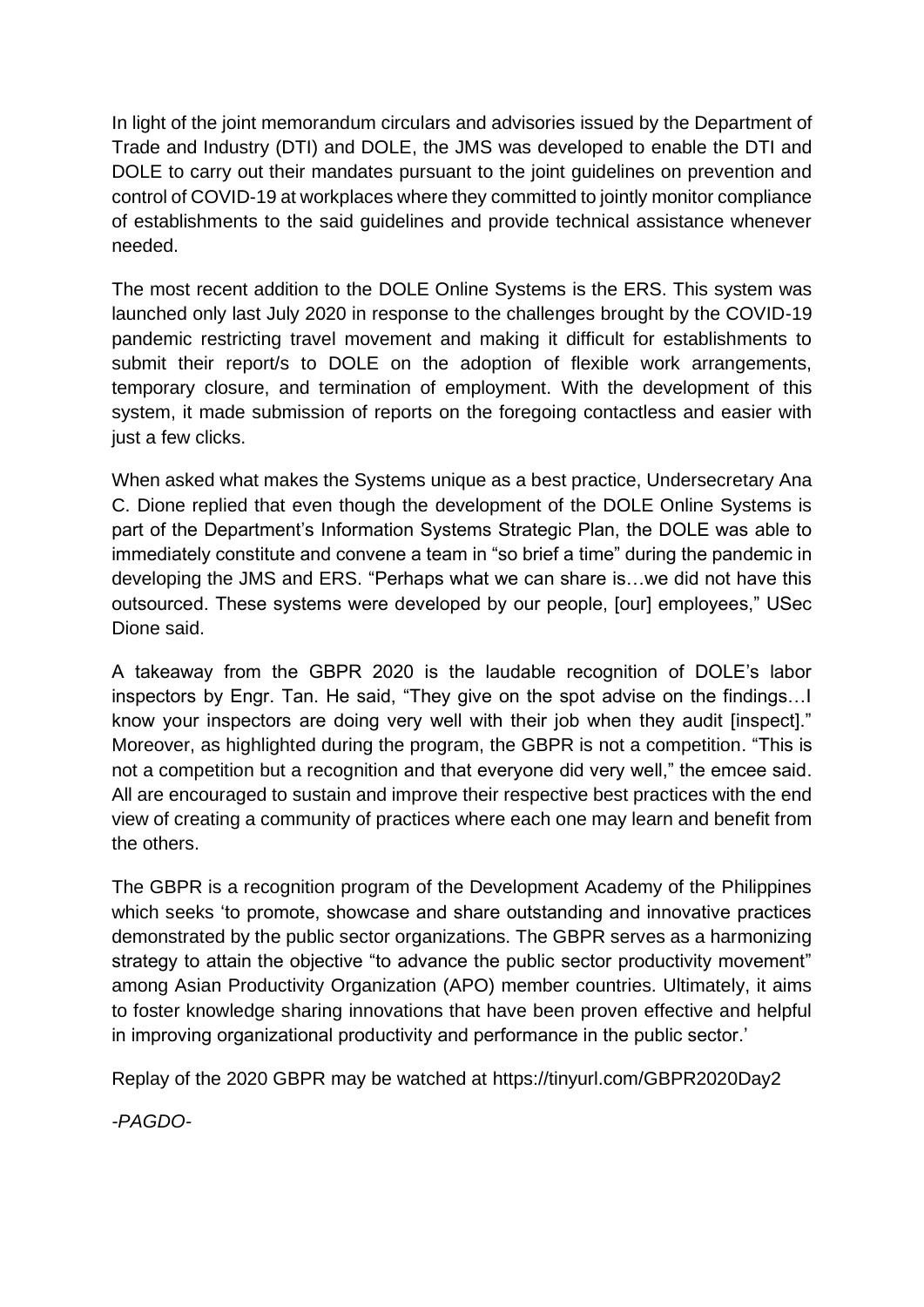In light of the joint memorandum circulars and advisories issued by the Department of Trade and Industry (DTI) and DOLE, the JMS was developed to enable the DTI and DOLE to carry out their mandates pursuant to the joint guidelines on prevention and control of COVID-19 at workplaces where they committed to jointly monitor compliance of establishments to the said guidelines and provide technical assistance whenever needed.

The most recent addition to the DOLE Online Systems is the ERS. This system was launched only last July 2020 in response to the challenges brought by the COVID-19 pandemic restricting travel movement and making it difficult for establishments to submit their report/s to DOLE on the adoption of flexible work arrangements, temporary closure, and termination of employment. With the development of this system, it made submission of reports on the foregoing contactless and easier with just a few clicks.

When asked what makes the Systems unique as a best practice, Undersecretary Ana C. Dione replied that even though the development of the DOLE Online Systems is part of the Department's Information Systems Strategic Plan, the DOLE was able to immediately constitute and convene a team in "so brief a time" during the pandemic in developing the JMS and ERS. "Perhaps what we can share is…we did not have this outsourced. These systems were developed by our people, [our] employees," USec Dione said.

A takeaway from the GBPR 2020 is the laudable recognition of DOLE's labor inspectors by Engr. Tan. He said, "They give on the spot advise on the findings…I know your inspectors are doing very well with their job when they audit [inspect]." Moreover, as highlighted during the program, the GBPR is not a competition. "This is not a competition but a recognition and that everyone did very well," the emcee said. All are encouraged to sustain and improve their respective best practices with the end view of creating a community of practices where each one may learn and benefit from the others.

The GBPR is a recognition program of the Development Academy of the Philippines which seeks 'to promote, showcase and share outstanding and innovative practices demonstrated by the public sector organizations. The GBPR serves as a harmonizing strategy to attain the objective "to advance the public sector productivity movement" among Asian Productivity Organization (APO) member countries. Ultimately, it aims to foster knowledge sharing innovations that have been proven effective and helpful in improving organizational productivity and performance in the public sector.'

Replay of the 2020 GBPR may be watched at https://tinyurl.com/GBPR2020Day2

*-PAGDO-*